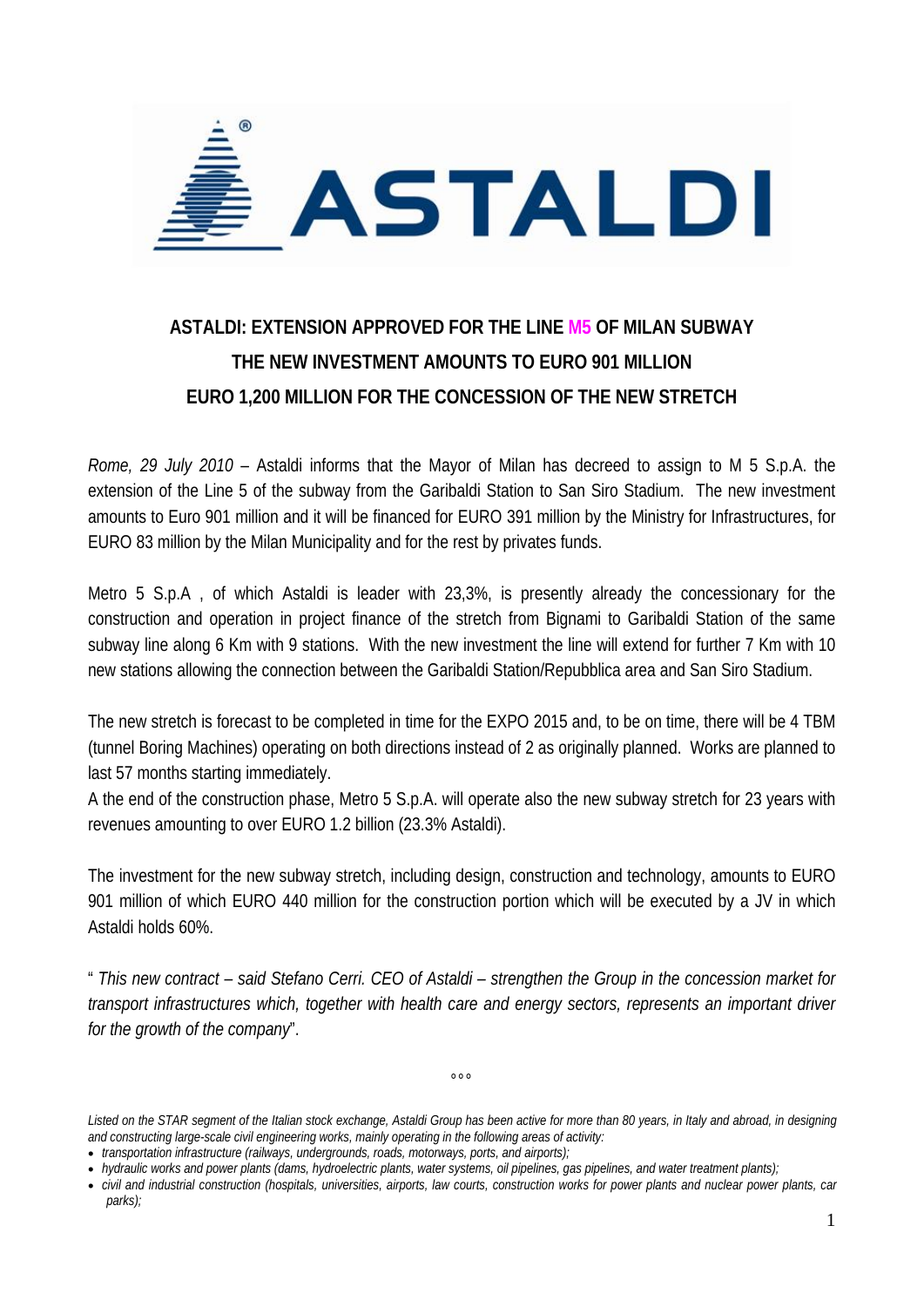# ASTALDI: EXTENSION APPROVED FOR THE LINE M5 OF MILAN SUBWAY
## THE NEW INVESTMENT AMOUNTS TO EURO 901 MILLION
## EURO 1,200 MILLION FOR THE CONCESSION OF THE NEW STRETCH

*Rome, 29 July 2010* – Astaldi informs that the Mayor of Milan has decreed to assign to M 5 S.p.A. the extension of the Line 5 of the subway from the Garibaldi Station to San Siro Stadium. The new investment amounts to Euro 901 million and it will be financed for EURO 391 million by the Ministry for Infrastructures, for EURO 83 million by the Milan Municipality and for the rest by privates funds.

Metro 5 S.p.A , of which Astaldi is leader with 23,3%, is presently already the concessionary for the construction and operation in project finance of the stretch from Bignami to Garibaldi Station of the same subway line along 6 Km with 9 stations. With the new investment the line will extend for further 7 Km with 10 new stations allowing the connection between the Garibaldi Station/Repubblica area and San Siro Stadium.

The new stretch is forecast to be completed in time for the EXPO 2015 and, to be on time, there will be 4 TBM (tunnel Boring Machines) operating on both directions instead of 2 as originally planned. Works are planned to last 57 months starting immediately.

A the end of the construction phase, Metro 5 S.p.A. will operate also the new subway stretch for 23 years with revenues amounting to over EURO 1.2 billion (23.3% Astaldi).

The investment for the new subway stretch, including design, construction and technology, amounts to EURO 901 million of which EURO 440 million for the construction portion which will be executed by a JV in which Astaldi holds 60%.

" *This new contract – said Stefano Cerri. CEO of Astaldi – strengthen the Group in the concession market for transport infrastructures which, together with health care and energy sectors, represents an important driver for the growth of the company*".

°°°

*Listed on the STAR segment of the Italian stock exchange, Astaldi Group has been active for more than 80 years, in Italy and abroad, in designing and constructing large-scale civil engineering works, mainly operating in the following areas of activity:*

- *transportation infrastructure (railways, undergrounds, roads, motorways, ports, and airports);*
- *hydraulic works and power plants (dams, hydroelectric plants, water systems, oil pipelines, gas pipelines, and water treatment plants);*
- *civil and industrial construction (hospitals, universities, airports, law courts, construction works for power plants and nuclear power plants, car parks);*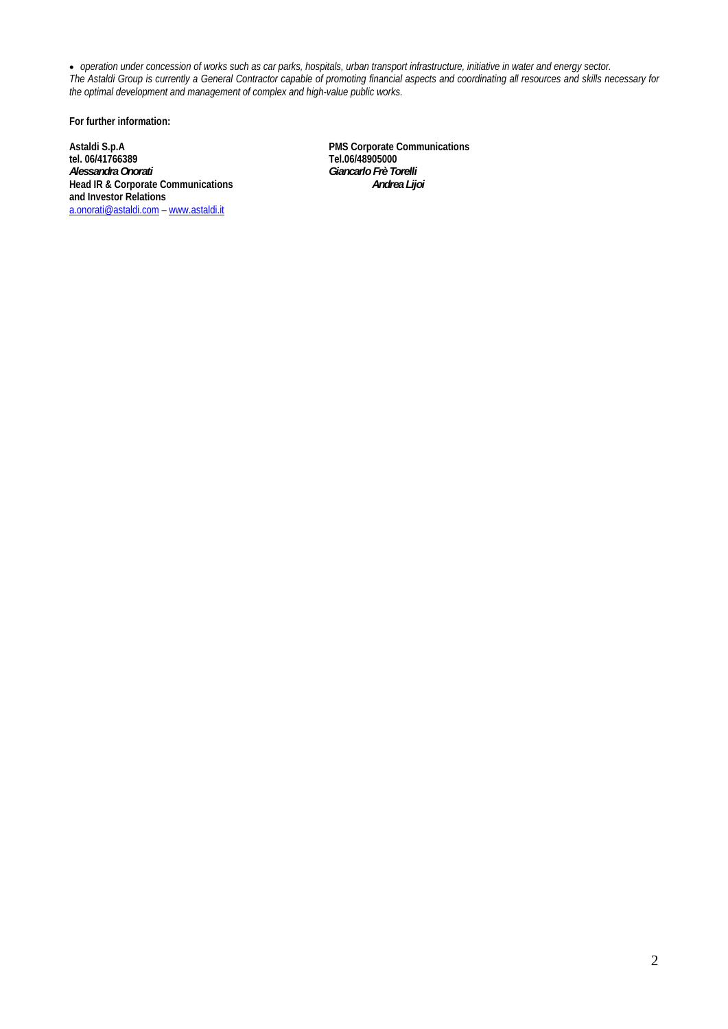- *operation under concession of works such as car parks, hospitals, urban transport infrastructure, initiative in water and energy sector.*

*The Astaldi Group is currently a General Contractor capable of promoting financial aspects and coordinating all resources and skills necessary for the optimal development and management of complex and high-value public works.*

**For further information:**

**Astaldi S.p.A**
**tel. 06/41766389**
***Alessandra Onorati***
**Head IR & Corporate Communications**
**and Investor Relations**
[a.onorati@astaldi.com](mailto:a.onorati@astaldi.com) – [www.astaldi.it](http://www.astaldi.it)

**PMS Corporate Communications**
**Tel.06/48905000**
***Giancarlo Frè Torelli***
***Andrea Lijoi***